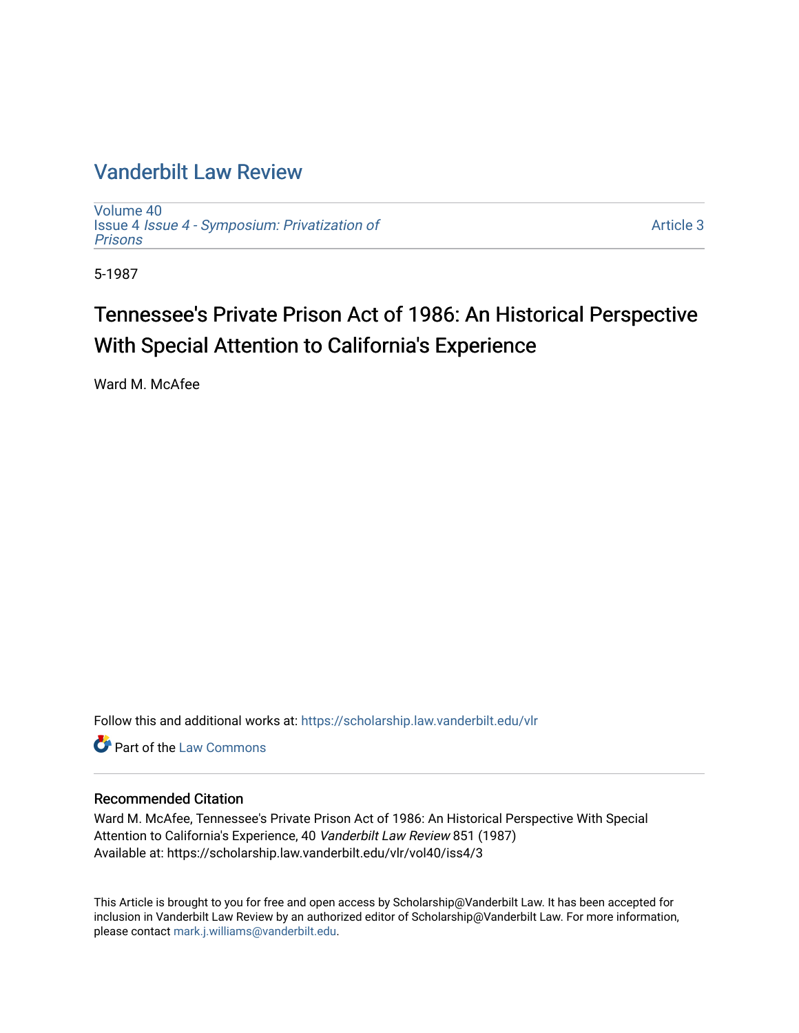# Vanderbilt Law Review

Volume 40
Issue 4 *Issue 4 - Symposium: Privatization of Prisons*

Article 3

5-1987

## Tennessee's Private Prison Act of 1986: An Historical Perspective With Special Attention to California's Experience

Ward M. McAfee

Follow this and additional works at: https://scholarship.law.vanderbilt.edu/vlr

Part of the Law Commons

### Recommended Citation

Ward M. McAfee, Tennessee's Private Prison Act of 1986: An Historical Perspective With Special Attention to California's Experience, 40 *Vanderbilt Law Review* 851 (1987)
Available at: https://scholarship.law.vanderbilt.edu/vlr/vol40/iss4/3

This Article is brought to you for free and open access by Scholarship@Vanderbilt Law. It has been accepted for inclusion in Vanderbilt Law Review by an authorized editor of Scholarship@Vanderbilt Law. For more information, please contact mark.j.williams@vanderbilt.edu.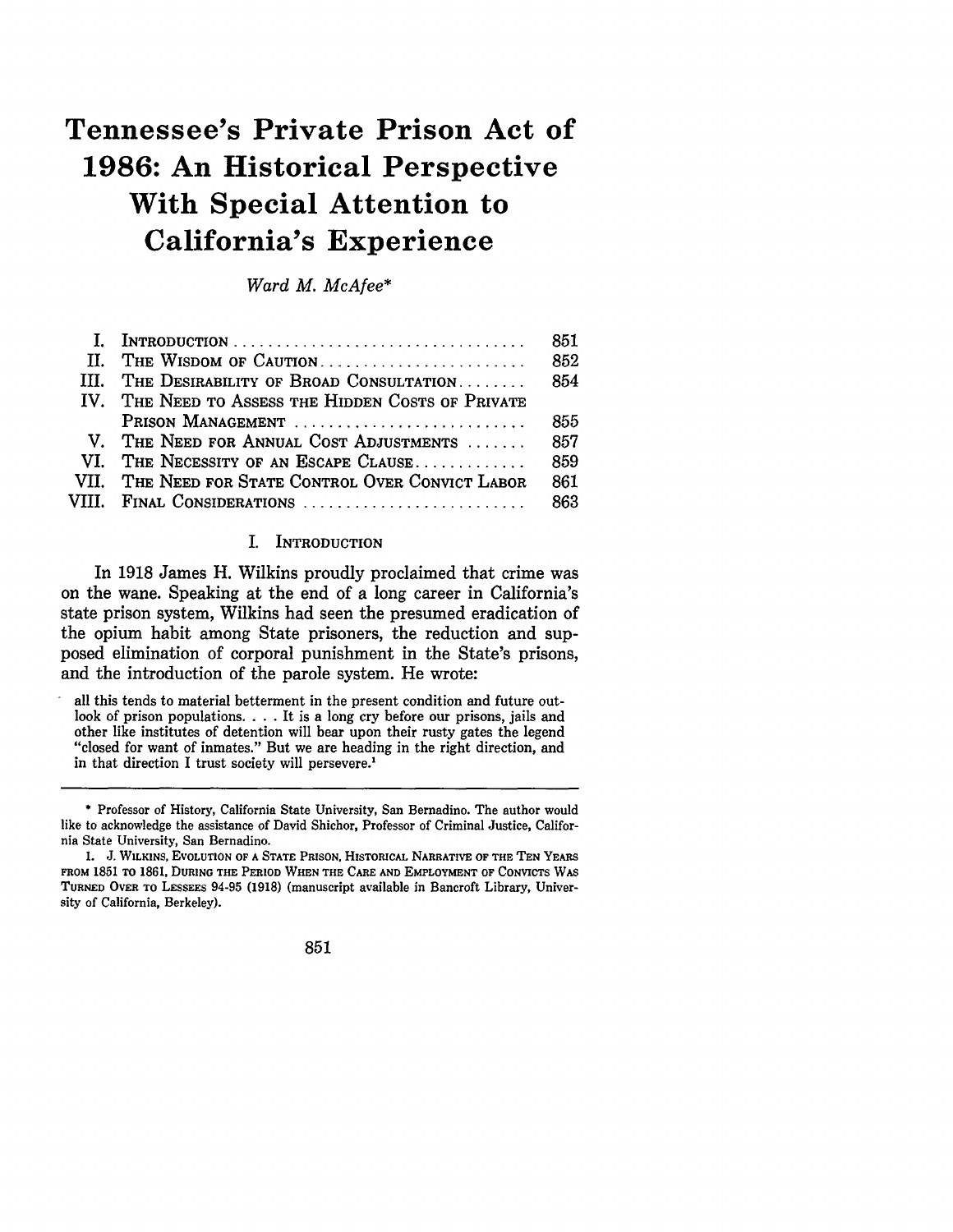# Tennessee's Private Prison Act of 1986: An Historical Perspective With Special Attention to California's Experience

*Ward M. McAfee**

| | | |
|---|---|---|
| I. | INTRODUCTION | 851 |
| II. | THE WISDOM OF CAUTION | 852 |
| III. | THE DESIRABILITY OF BROAD CONSULTATION | 854 |
| IV. | THE NEED TO ASSESS THE HIDDEN COSTS OF PRIVATE PRISON MANAGEMENT | 855 |
| V. | THE NEED FOR ANNUAL COST ADJUSTMENTS | 857 |
| VI. | THE NECESSITY OF AN ESCAPE CLAUSE | 859 |
| VII. | THE NEED FOR STATE CONTROL OVER CONVICT LABOR | 861 |
| VIII. | FINAL CONSIDERATIONS | 863 |

## I. INTRODUCTION

In 1918 James H. Wilkins proudly proclaimed that crime was on the wane. Speaking at the end of a long career in California's state prison system, Wilkins had seen the presumed eradication of the opium habit among State prisoners, the reduction and supposed elimination of corporal punishment in the State's prisons, and the introduction of the parole system. He wrote:

> all this tends to material betterment in the present condition and future outlook of prison populations. . . . It is a long cry before our prisons, jails and other like institutes of detention will bear upon their rusty gates the legend "closed for want of inmates." But we are heading in the right direction, and in that direction I trust society will persevere.[1]

---

\* Professor of History, California State University, San Bernadino. The author would like to acknowledge the assistance of David Shichor, Professor of Criminal Justice, California State University, San Bernadino.

1. J. WILKINS, EVOLUTION OF A STATE PRISON, HISTORICAL NARRATIVE OF THE TEN YEARS FROM 1851 TO 1861, DURING THE PERIOD WHEN THE CARE AND EMPLOYMENT OF CONVICTS WAS TURNED OVER TO LESSEES 94-95 (1918) (manuscript available in Bancroft Library, University of California, Berkeley).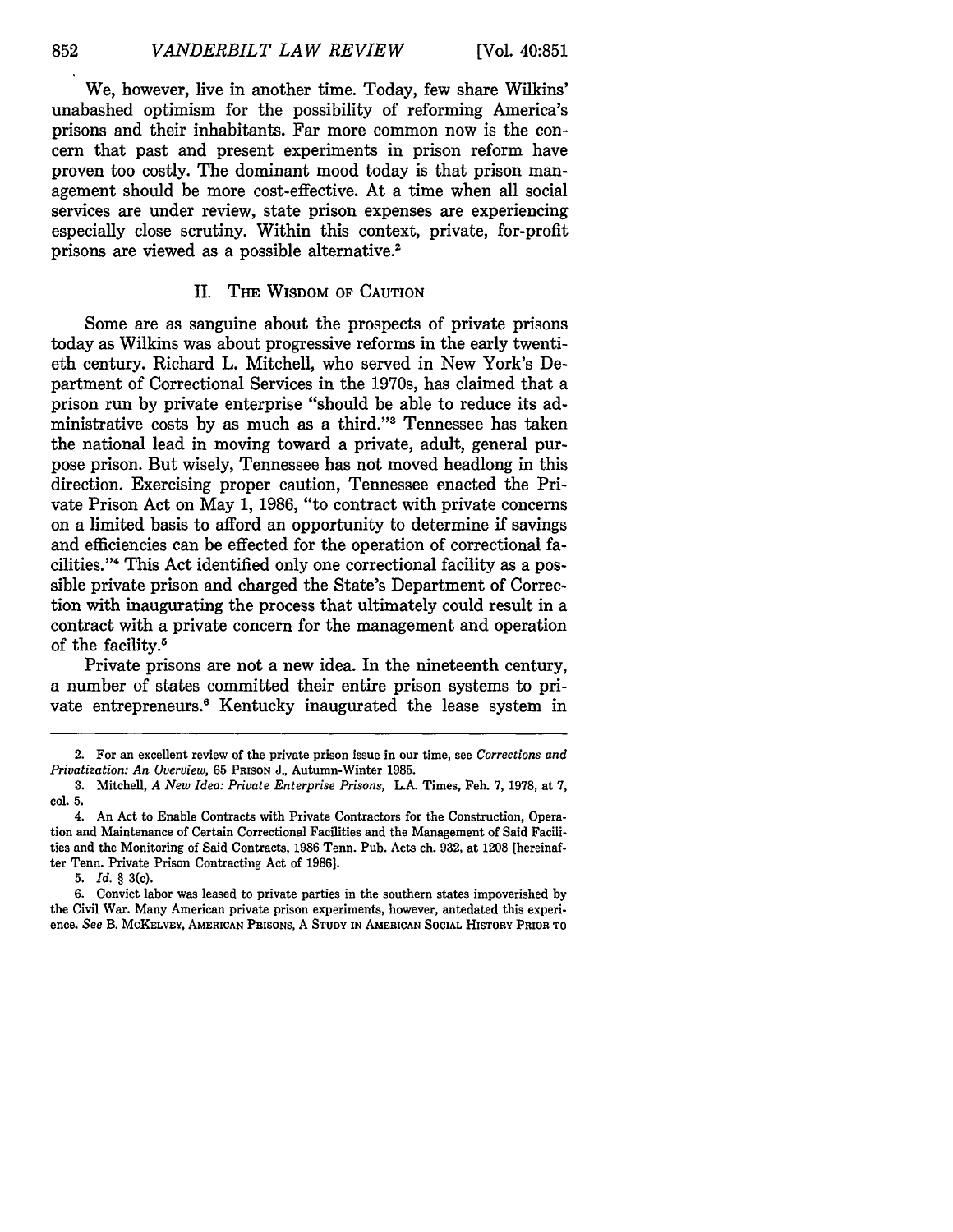We, however, live in another time. Today, few share Wilkins' unabashed optimism for the possibility of reforming America's prisons and their inhabitants. Far more common now is the concern that past and present experiments in prison reform have proven too costly. The dominant mood today is that prison management should be more cost-effective. At a time when all social services are under review, state prison expenses are experiencing especially close scrutiny. Within this context, private, for-profit prisons are viewed as a possible alternative.[2]

## II. The Wisdom of Caution

Some are as sanguine about the prospects of private prisons today as Wilkins was about progressive reforms in the early twentieth century. Richard L. Mitchell, who served in New York's Department of Correctional Services in the 1970s, has claimed that a prison run by private enterprise "should be able to reduce its administrative costs by as much as a third."[3] Tennessee has taken the national lead in moving toward a private, adult, general purpose prison. But wisely, Tennessee has not moved headlong in this direction. Exercising proper caution, Tennessee enacted the Private Prison Act on May 1, 1986, "to contract with private concerns on a limited basis to afford an opportunity to determine if savings and efficiencies can be effected for the operation of correctional facilities."[4] This Act identified only one correctional facility as a possible private prison and charged the State's Department of Correction with inaugurating the process that ultimately could result in a contract with a private concern for the management and operation of the facility.[5]

Private prisons are not a new idea. In the nineteenth century, a number of states committed their entire prison systems to private entrepreneurs.[6] Kentucky inaugurated the lease system in

---

2. For an excellent review of the private prison issue in our time, see *Corrections and Privatization: An Overview*, 65 Prison J., Autumn-Winter 1985.

3. Mitchell, *A New Idea: Private Enterprise Prisons*, L.A. Times, Feb. 7, 1978, at 7, col. 5.

4. An Act to Enable Contracts with Private Contractors for the Construction, Operation and Maintenance of Certain Correctional Facilities and the Management of Said Facilities and the Monitoring of Said Contracts, 1986 Tenn. Pub. Acts ch. 932, at 1208 [hereinafter Tenn. Private Prison Contracting Act of 1986].

5. *Id.* § 3(c).

6. Convict labor was leased to private parties in the southern states impoverished by the Civil War. Many American private prison experiments, however, antedated this experience. *See* B. McKelvey, American Prisons, A Study in American Social History Prior to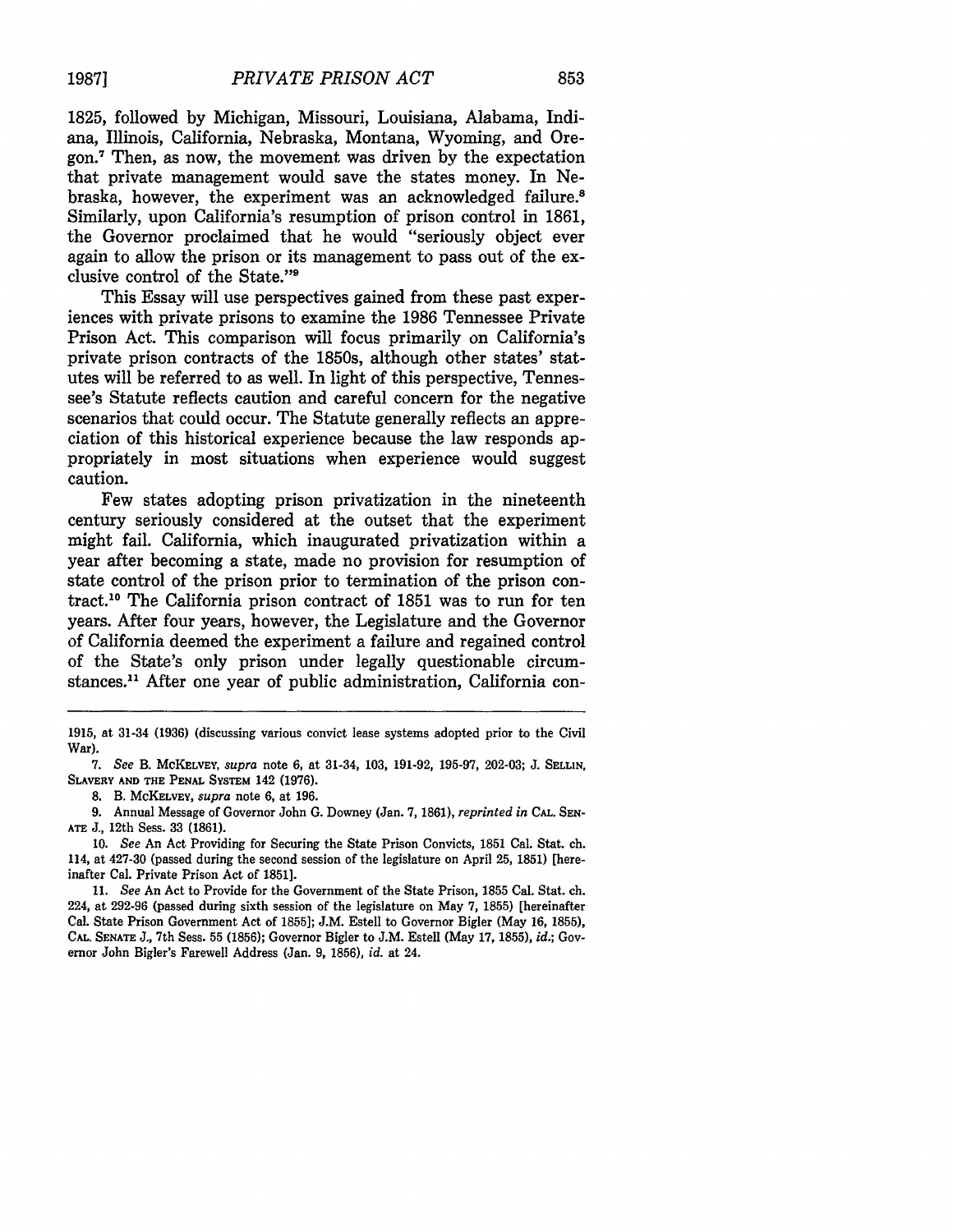1825, followed by Michigan, Missouri, Louisiana, Alabama, Indiana, Illinois, California, Nebraska, Montana, Wyoming, and Oregon.[7] Then, as now, the movement was driven by the expectation that private management would save the states money. In Nebraska, however, the experiment was an acknowledged failure.[8] Similarly, upon California's resumption of prison control in 1861, the Governor proclaimed that he would "seriously object ever again to allow the prison or its management to pass out of the exclusive control of the State."[9]

This Essay will use perspectives gained from these past experiences with private prisons to examine the 1986 Tennessee Private Prison Act. This comparison will focus primarily on California's private prison contracts of the 1850s, although other states' statutes will be referred to as well. In light of this perspective, Tennessee's Statute reflects caution and careful concern for the negative scenarios that could occur. The Statute generally reflects an appreciation of this historical experience because the law responds appropriately in most situations when experience would suggest caution.

Few states adopting prison privatization in the nineteenth century seriously considered at the outset that the experiment might fail. California, which inaugurated privatization within a year after becoming a state, made no provision for resumption of state control of the prison prior to termination of the prison contract.[10] The California prison contract of 1851 was to run for ten years. After four years, however, the Legislature and the Governor of California deemed the experiment a failure and regained control of the State's only prison under legally questionable circumstances.[11] After one year of public administration, California con-

---

1915, at 31-34 (1936) (discussing various convict lease systems adopted prior to the Civil War).

7. *See* B. McKelvey, *supra* note 6, at 31-34, 103, 191-92, 195-97, 202-03; J. Sellin, Slavery and the Penal System 142 (1976).

8. B. McKelvey, *supra* note 6, at 196.

9. Annual Message of Governor John G. Downey (Jan. 7, 1861), *reprinted in* Cal. Senate J., 12th Sess. 33 (1861).

10. *See* An Act Providing for Securing the State Prison Convicts, 1851 Cal. Stat. ch. 114, at 427-30 (passed during the second session of the legislature on April 25, 1851) [hereinafter Cal. Private Prison Act of 1851].

11. *See* An Act to Provide for the Government of the State Prison, 1855 Cal. Stat. ch. 224, at 292-96 (passed during sixth session of the legislature on May 7, 1855) [hereinafter Cal. State Prison Government Act of 1855]; J.M. Estell to Governor Bigler (May 16, 1855), Cal. Senate J., 7th Sess. 55 (1856); Governor Bigler to J.M. Estell (May 17, 1855), *id.*; Governor John Bigler's Farewell Address (Jan. 9, 1856), *id.* at 24.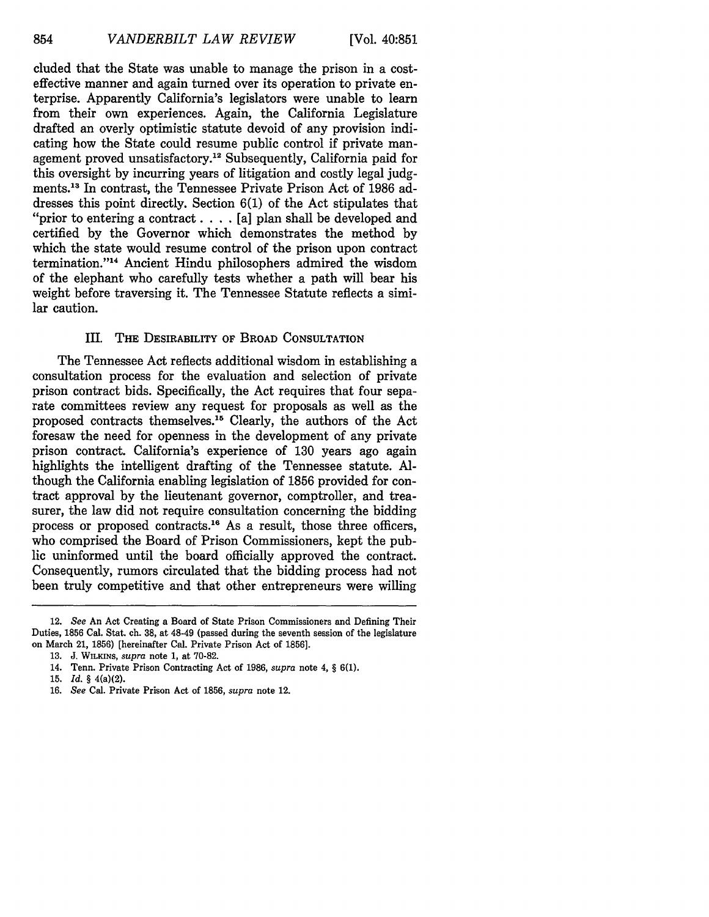cluded that the State was unable to manage the prison in a cost-effective manner and again turned over its operation to private enterprise. Apparently California's legislators were unable to learn from their own experiences. Again, the California Legislature drafted an overly optimistic statute devoid of any provision indicating how the State could resume public control if private management proved unsatisfactory.[12] Subsequently, California paid for this oversight by incurring years of litigation and costly legal judgments.[13] In contrast, the Tennessee Private Prison Act of 1986 addresses this point directly. Section 6(1) of the Act stipulates that "prior to entering a contract . . . . [a] plan shall be developed and certified by the Governor which demonstrates the method by which the state would resume control of the prison upon contract termination."[14] Ancient Hindu philosophers admired the wisdom of the elephant who carefully tests whether a path will bear his weight before traversing it. The Tennessee Statute reflects a similar caution.

## III. The Desirability of Broad Consultation

The Tennessee Act reflects additional wisdom in establishing a consultation process for the evaluation and selection of private prison contract bids. Specifically, the Act requires that four separate committees review any request for proposals as well as the proposed contracts themselves.[15] Clearly, the authors of the Act foresaw the need for openness in the development of any private prison contract. California's experience of 130 years ago again highlights the intelligent drafting of the Tennessee statute. Although the California enabling legislation of 1856 provided for contract approval by the lieutenant governor, comptroller, and treasurer, the law did not require consultation concerning the bidding process or proposed contracts.[16] As a result, those three officers, who comprised the Board of Prison Commissioners, kept the public uninformed until the board officially approved the contract. Consequently, rumors circulated that the bidding process had not been truly competitive and that other entrepreneurs were willing

---

12. *See* An Act Creating a Board of State Prison Commissioners and Defining Their Duties, 1856 Cal. Stat. ch. 38, at 48-49 (passed during the seventh session of the legislature on March 21, 1856) [hereinafter Cal. Private Prison Act of 1856].

13. J. Wilkins, *supra* note 1, at 70-82.

14. Tenn. Private Prison Contracting Act of 1986, *supra* note 4, § 6(1).

15. *Id.* § 4(a)(2).

16. *See* Cal. Private Prison Act of 1856, *supra* note 12.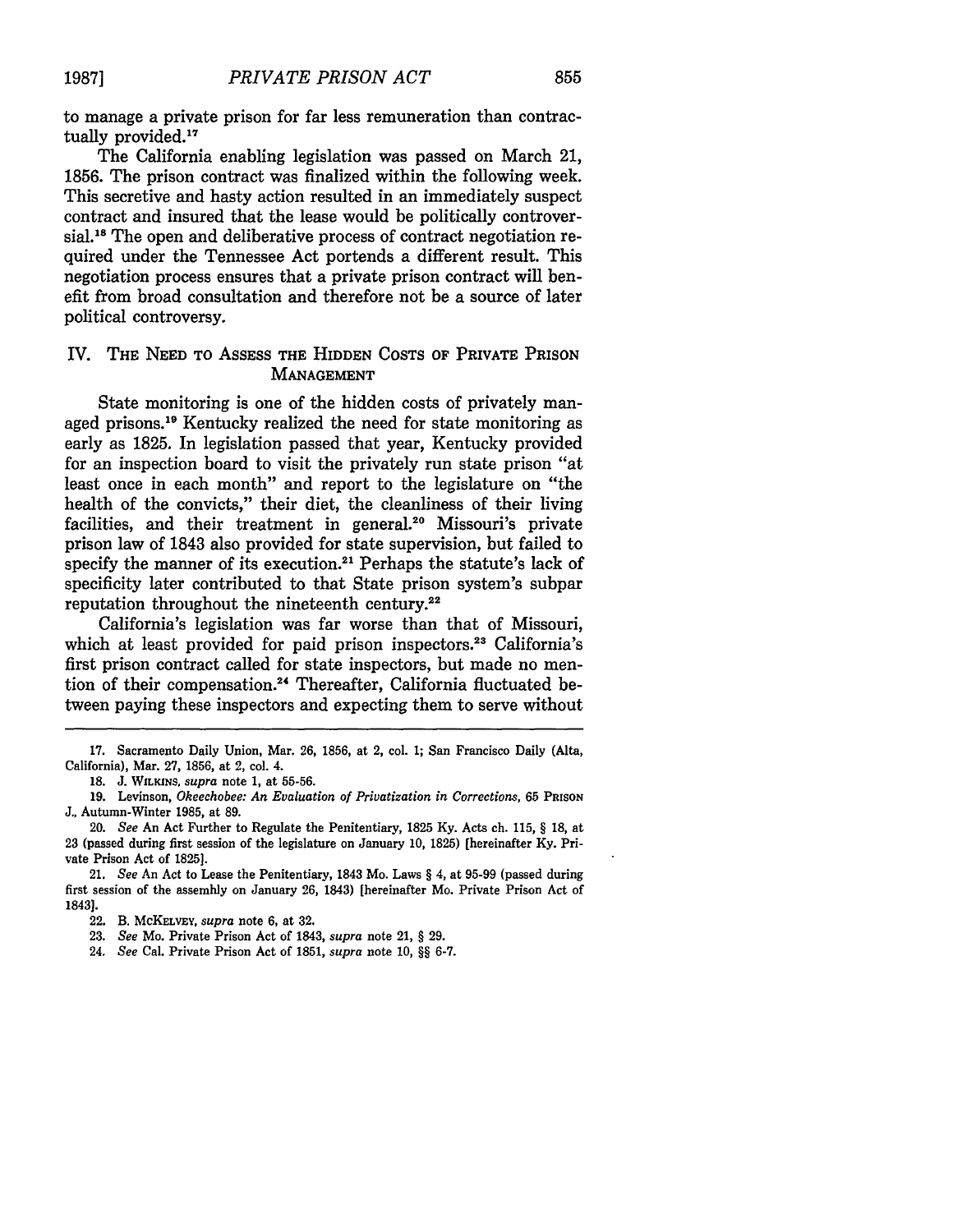to manage a private prison for far less remuneration than contractually provided.[17]

The California enabling legislation was passed on March 21, 1856. The prison contract was finalized within the following week. This secretive and hasty action resulted in an immediately suspect contract and insured that the lease would be politically controversial.[18] The open and deliberative process of contract negotiation required under the Tennessee Act portends a different result. This negotiation process ensures that a private prison contract will benefit from broad consultation and therefore not be a source of later political controversy.

## IV. The Need to Assess the Hidden Costs of Private Prison Management

State monitoring is one of the hidden costs of privately managed prisons.[19] Kentucky realized the need for state monitoring as early as 1825. In legislation passed that year, Kentucky provided for an inspection board to visit the privately run state prison "at least once in each month" and report to the legislature on "the health of the convicts," their diet, the cleanliness of their living facilities, and their treatment in general.[20] Missouri's private prison law of 1843 also provided for state supervision, but failed to specify the manner of its execution.[21] Perhaps the statute's lack of specificity later contributed to that State prison system's subpar reputation throughout the nineteenth century.[22]

California's legislation was far worse than that of Missouri, which at least provided for paid prison inspectors.[23] California's first prison contract called for state inspectors, but made no mention of their compensation.[24] Thereafter, California fluctuated between paying these inspectors and expecting them to serve without

---

17. Sacramento Daily Union, Mar. 26, 1856, at 2, col. 1; San Francisco Daily (Alta, California), Mar. 27, 1856, at 2, col. 4.

18. J. Wilkins, *supra* note 1, at 55-56.

19. Levinson, *Okeechobee: An Evaluation of Privatization in Corrections*, 65 Prison J., Autumn-Winter 1985, at 89.

20. *See* An Act Further to Regulate the Penitentiary, 1825 Ky. Acts ch. 115, § 18, at 23 (passed during first session of the legislature on January 10, 1825) [hereinafter Ky. Private Prison Act of 1825].

21. *See* An Act to Lease the Penitentiary, 1843 Mo. Laws § 4, at 95-99 (passed during first session of the assemhly on January 26, 1843) [hereinafter Mo. Private Prison Act of 1843].

22. B. McKelvey, *supra* note 6, at 32.

23. *See* Mo. Private Prison Act of 1843, *supra* note 21, § 29.

24. *See* Cal. Private Prison Act of 1851, *supra* note 10, §§ 6-7.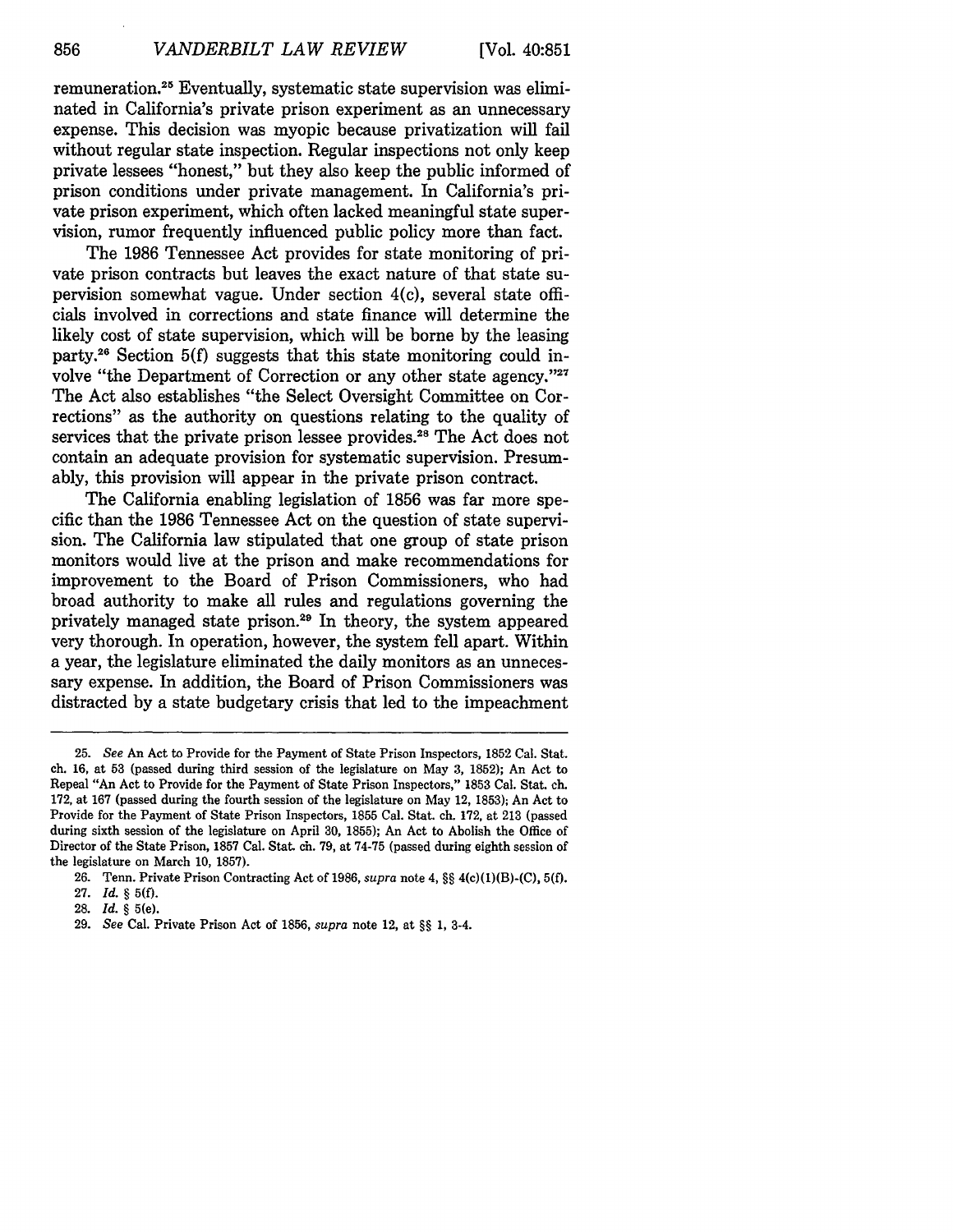remuneration.[25] Eventually, systematic state supervision was eliminated in California's private prison experiment as an unnecessary expense. This decision was myopic because privatization will fail without regular state inspection. Regular inspections not only keep private lessees "honest," but they also keep the public informed of prison conditions under private management. In California's private prison experiment, which often lacked meaningful state supervision, rumor frequently influenced public policy more than fact.

The 1986 Tennessee Act provides for state monitoring of private prison contracts but leaves the exact nature of that state supervision somewhat vague. Under section 4(c), several state officials involved in corrections and state finance will determine the likely cost of state supervision, which will be borne by the leasing party.[26] Section 5(f) suggests that this state monitoring could involve "the Department of Correction or any other state agency."[27] The Act also establishes "the Select Oversight Committee on Corrections" as the authority on questions relating to the quality of services that the private prison lessee provides.[28] The Act does not contain an adequate provision for systematic supervision. Presumably, this provision will appear in the private prison contract.

The California enabling legislation of 1856 was far more specific than the 1986 Tennessee Act on the question of state supervision. The California law stipulated that one group of state prison monitors would live at the prison and make recommendations for improvement to the Board of Prison Commissioners, who had broad authority to make all rules and regulations governing the privately managed state prison.[29] In theory, the system appeared very thorough. In operation, however, the system fell apart. Within a year, the legislature eliminated the daily monitors as an unnecessary expense. In addition, the Board of Prison Commissioners was distracted by a state budgetary crisis that led to the impeachment

---

25. *See* An Act to Provide for the Payment of State Prison Inspectors, 1852 Cal. Stat. ch. 16, at 53 (passed during third session of the legislature on May 3, 1852); An Act to Repeal "An Act to Provide for the Payment of State Prison Inspectors," 1853 Cal. Stat. ch. 172, at 167 (passed during the fourth session of the legislature on May 12, 1853); An Act to Provide for the Payment of State Prison Inspectors, 1855 Cal. Stat. ch. 172, at 213 (passed during sixth session of the legislature on April 30, 1855); An Act to Abolish the Office of Director of the State Prison, 1857 Cal. Stat. ch. 79, at 74-75 (passed during eighth session of the legislature on March 10, 1857).

26. Tenn. Private Prison Contracting Act of 1986, *supra* note 4, §§ 4(c)(1)(B)-(C), 5(f).

27. *Id.* § 5(f).

28. *Id.* § 5(e).

29. *See* Cal. Private Prison Act of 1856, *supra* note 12, at §§ 1, 3-4.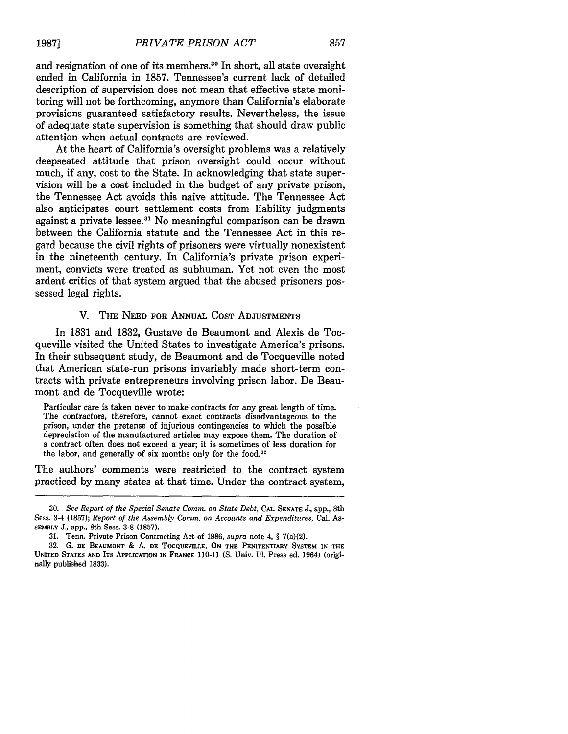and resignation of one of its members.[30] In short, all state oversight ended in California in 1857. Tennessee's current lack of detailed description of supervision does not mean that effective state monitoring will not be forthcoming, anymore than California's elaborate provisions guaranteed satisfactory results. Nevertheless, the issue of adequate state supervision is something that should draw public attention when actual contracts are reviewed.

At the heart of California's oversight problems was a relatively deepseated attitude that prison oversight could occur without much, if any, cost to the State. In acknowledging that state supervision will be a cost included in the budget of any private prison, the Tennessee Act avoids this naive attitude. The Tennessee Act also anticipates court settlement costs from liability judgments against a private lessee.[31] No meaningful comparison can be drawn between the California statute and the Tennessee Act in this regard because the civil rights of prisoners were virtually nonexistent in the nineteenth century. In California's private prison experiment, convicts were treated as subhuman. Yet not even the most ardent critics of that system argued that the abused prisoners possessed legal rights.

## V. The Need for Annual Cost Adjustments

In 1831 and 1832, Gustave de Beaumont and Alexis de Tocqueville visited the United States to investigate America's prisons. In their subsequent study, de Beaumont and de Tocqueville noted that American state-run prisons invariably made short-term contracts with private entrepreneurs involving prison labor. De Beaumont and de Tocqueville wrote:

> Particular care is taken never to make contracts for any great length of time. The contractors, therefore, cannot exact contracts disadvantageous to the prison, under the pretense of injurious contingencies to which the possible depreciation of the manufactured articles may expose them. The duration of a contract often does not exceed a year; it is sometimes of less duration for the labor, and generally of six months only for the food.[32]

The authors' comments were restricted to the contract system practiced by many states at that time. Under the contract system,

---

30. *See Report of the Special Senate Comm. on State Debt*, Cal. Senate J., app., 8th Sess. 3-4 (1857); *Report of the Assembly Comm. on Accounts and Expenditures*, Cal. Assembly J., app., 8th Sess. 3-8 (1857).

31. Tenn. Private Prison Contracting Act of 1986, *supra* note 4, § 7(a)(2).

32. G. de Beaumont & A. de Tocqueville, On the Penitentiary System in the United States and Its Application in France 110-11 (S. Univ. Ill. Press ed. 1964) (originally published 1833).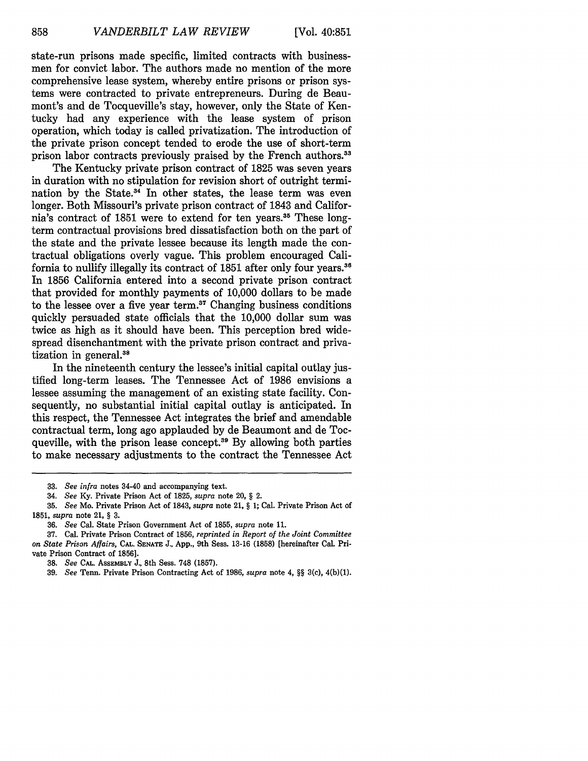state-run prisons made specific, limited contracts with businessmen for convict labor. The authors made no mention of the more comprehensive lease system, whereby entire prisons or prison systems were contracted to private entrepreneurs. During de Beaumont's and de Tocqueville's stay, however, only the State of Kentucky had any experience with the lease system of prison operation, which today is called privatization. The introduction of the private prison concept tended to erode the use of short-term prison labor contracts previously praised by the French authors.[33]

The Kentucky private prison contract of 1825 was seven years in duration with no stipulation for revision short of outright termination by the State.[34] In other states, the lease term was even longer. Both Missouri's private prison contract of 1843 and California's contract of 1851 were to extend for ten years.[35] These long-term contractual provisions bred dissatisfaction both on the part of the state and the private lessee because its length made the contractual obligations overly vague. This problem encouraged California to nullify illegally its contract of 1851 after only four years.[36] In 1856 California entered into a second private prison contract that provided for monthly payments of 10,000 dollars to be made to the lessee over a five year term.[37] Changing business conditions quickly persuaded state officials that the 10,000 dollar sum was twice as high as it should have been. This perception bred widespread disenchantment with the private prison contract and privatization in general.[38]

In the nineteenth century the lessee's initial capital outlay justified long-term leases. The Tennessee Act of 1986 envisions a lessee assuming the management of an existing state facility. Consequently, no substantial initial capital outlay is anticipated. In this respect, the Tennessee Act integrates the brief and amendable contractual term, long ago applauded by de Beaumont and de Tocqueville, with the prison lease concept.[39] By allowing both parties to make necessary adjustments to the contract the Tennessee Act

---

33. *See infra* notes 34-40 and accompanying text.

34. *See* Ky. Private Prison Act of 1825, *supra* note 20, § 2.

35. *See* Mo. Private Prison Act of 1843, *supra* note 21, § 1; Cal. Private Prison Act of 1851, *supra* note 21, § 3.

36. *See* Cal. State Prison Government Act of 1855, *supra* note 11.

37. Cal. Private Prison Contract of 1856, *reprinted in Report of the Joint Committee on State Prison Affairs*, CAL. SENATE J., App., 9th Sess. 13-16 (1858) [hereinafter Cal. Private Prison Contract of 1856].

38. *See* CAL. ASSEMBLY J., 8th Sess. 748 (1857).

39. *See* Tenn. Private Prison Contracting Act of 1986, *supra* note 4, §§ 3(c), 4(b)(1).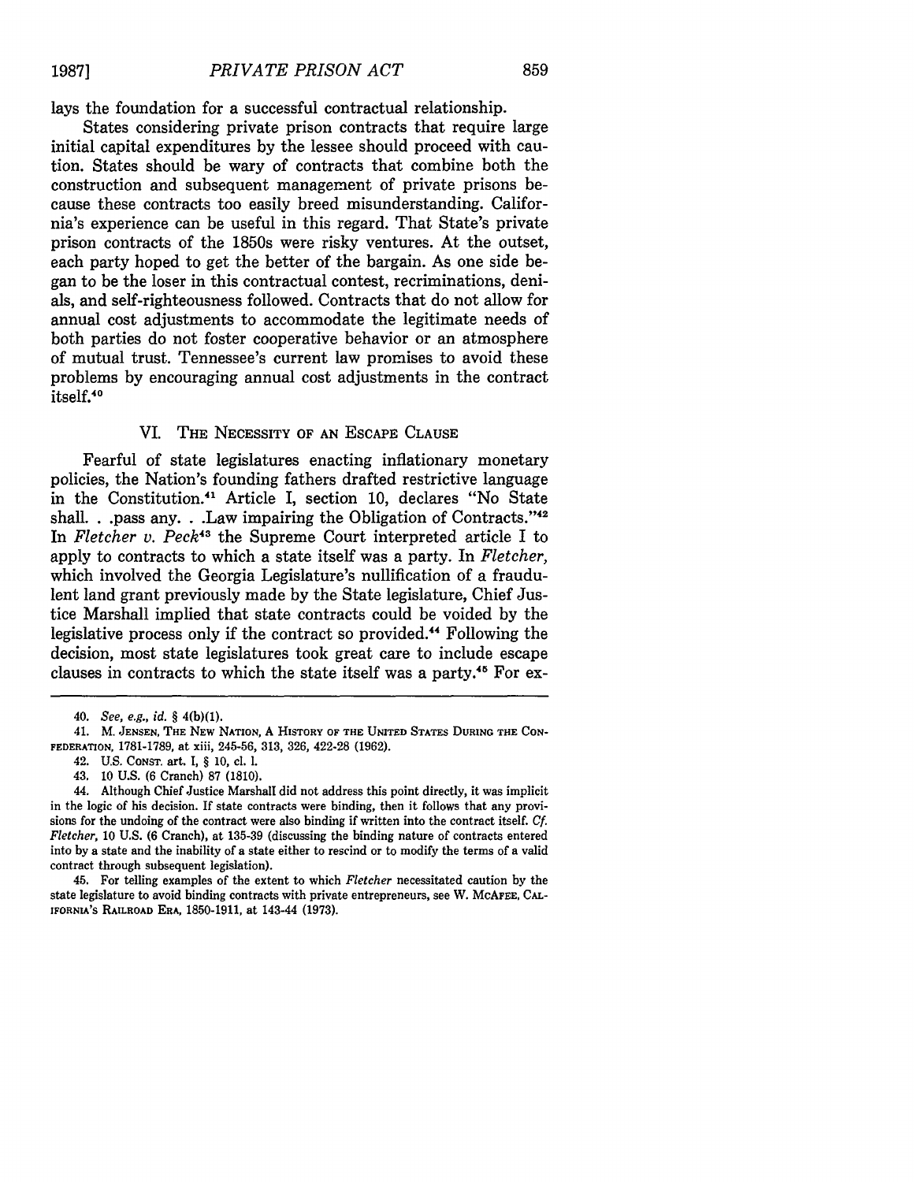lays the foundation for a successful contractual relationship.

States considering private prison contracts that require large initial capital expenditures by the lessee should proceed with caution. States should be wary of contracts that combine both the construction and subsequent management of private prisons because these contracts too easily breed misunderstanding. California's experience can be useful in this regard. That State's private prison contracts of the 1850s were risky ventures. At the outset, each party hoped to get the better of the bargain. As one side began to be the loser in this contractual contest, recriminations, denials, and self-righteousness followed. Contracts that do not allow for annual cost adjustments to accommodate the legitimate needs of both parties do not foster cooperative behavior or an atmosphere of mutual trust. Tennessee's current law promises to avoid these problems by encouraging annual cost adjustments in the contract itself.[40]

## VI. The Necessity of an Escape Clause

Fearful of state legislatures enacting inflationary monetary policies, the Nation's founding fathers drafted restrictive language in the Constitution.[41] Article I, section 10, declares "No State shall. . .pass any. . .Law impairing the Obligation of Contracts."[42] In *Fletcher v. Peck*[43] the Supreme Court interpreted article I to apply to contracts to which a state itself was a party. In *Fletcher*, which involved the Georgia Legislature's nullification of a fraudulent land grant previously made by the State legislature, Chief Justice Marshall implied that state contracts could be voided by the legislative process only if the contract so provided.[44] Following the decision, most state legislatures took great care to include escape clauses in contracts to which the state itself was a party.[45] For ex-

---

40. *See, e.g., id.* § 4(b)(1).

41. M. Jensen, The New Nation, A History of the United States During the Confederation, 1781-1789, at xiii, 245-56, 313, 326, 422-28 (1962).

42. U.S. Const. art. I, § 10, cl. 1.

43. 10 U.S. (6 Cranch) 87 (1810).

44. Although Chief Justice Marshall did not address this point directly, it was implicit in the logic of his decision. If state contracts were binding, then it follows that any provisions for the undoing of the contract were also binding if written into the contract itself. *Cf. Fletcher*, 10 U.S. (6 Cranch), at 135-39 (discussing the binding nature of contracts entered into by a state and the inability of a state either to rescind or to modify the terms of a valid contract through subsequent legislation).

45. For telling examples of the extent to which *Fletcher* necessitated caution by the state legislature to avoid binding contracts with private entrepreneurs, see W. McAfee, California's Railroad Era, 1850-1911, at 143-44 (1973).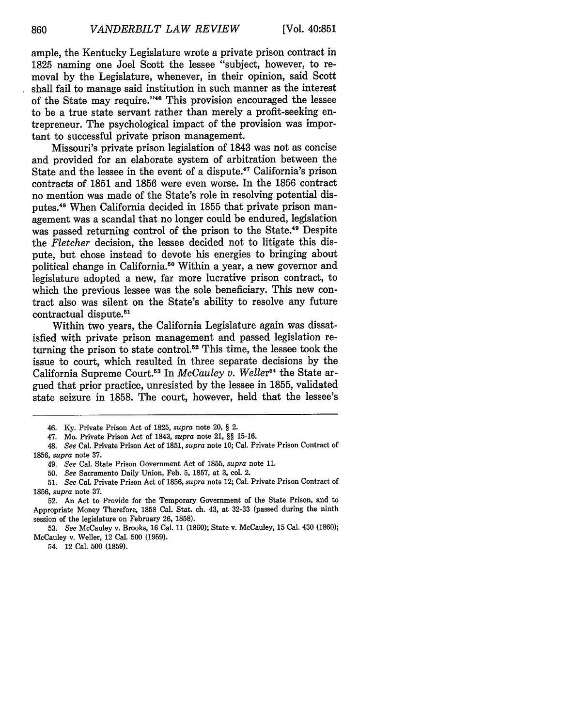ample, the Kentucky Legislature wrote a private prison contract in 1825 naming one Joel Scott the lessee "subject, however, to removal by the Legislature, whenever, in their opinion, said Scott shall fail to manage said institution in such manner as the interest of the State may require."[46] This provision encouraged the lessee to be a true state servant rather than merely a profit-seeking entrepreneur. The psychological impact of the provision was important to successful private prison management.

Missouri's private prison legislation of 1843 was not as concise and provided for an elaborate system of arbitration between the State and the lessee in the event of a dispute.[47] California's prison contracts of 1851 and 1856 were even worse. In the 1856 contract no mention was made of the State's role in resolving potential disputes.[48] When California decided in 1855 that private prison management was a scandal that no longer could be endured, legislation was passed returning control of the prison to the State.[49] Despite the *Fletcher* decision, the lessee decided not to litigate this dispute, but chose instead to devote his energies to bringing about political change in California.[50] Within a year, a new governor and legislature adopted a new, far more lucrative prison contract, to which the previous lessee was the sole beneficiary. This new contract also was silent on the State's ability to resolve any future contractual dispute.[51]

Within two years, the California Legislature again was dissatisfied with private prison management and passed legislation returning the prison to state control.[52] This time, the lessee took the issue to court, which resulted in three separate decisions by the California Supreme Court.[53] In *McCauley v. Weller*[54] the State argued that prior practice, unresisted by the lessee in 1855, validated state seizure in 1858. The court, however, held that the lessee's

---

46. Ky. Private Prison Act of 1825, *supra* note 20, § 2.

47. Mo. Private Prison Act of 1843, *supra* note 21, §§ 15-16.

48. *See* Cal. Private Prison Act of 1851, *supra* note 10; Cal. Private Prison Contract of 1856, *supra* note 37.

49. *See* Cal. State Prison Government Act of 1855, *supra* note 11.

50. *See* Sacramento Daily Union, Feb. 5, 1857, at 3, col. 2.

51. *See* Cal. Private Prison Act of 1856, *supra* note 12; Cal. Private Prison Contract of 1856, *supra* note 37.

52. An Act to Provide for the Temporary Government of the State Prison, and to Appropriate Money Therefore, 1858 Cal. Stat. ch. 43, at 32-33 (passed during the ninth session of the legislature on February 26, 1858).

53. *See* McCauley v. Brooks, 16 Cal. 11 (1860); State v. McCauley, 15 Cal. 430 (1860); McCauley v. Weller, 12 Cal. 500 (1959).

54. 12 Cal. 500 (1859).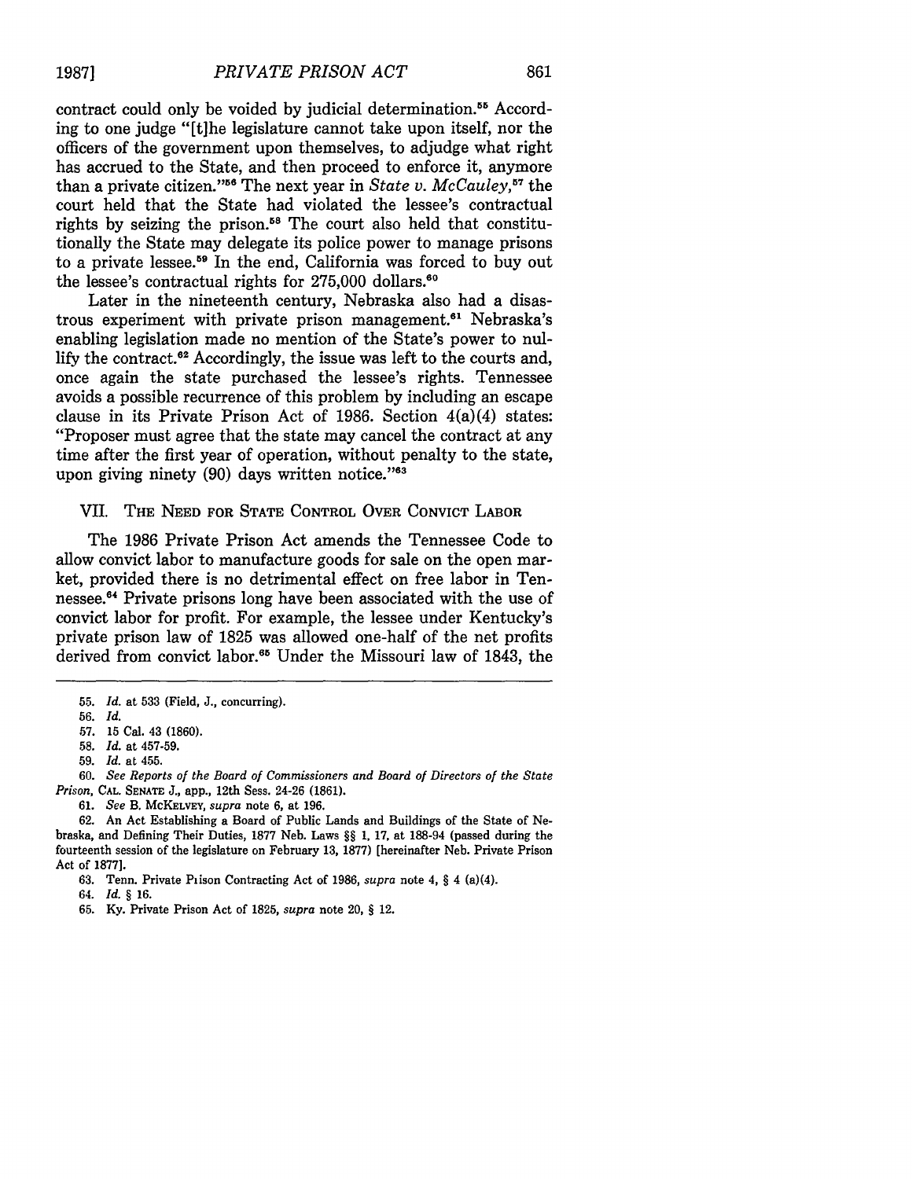contract could only be voided by judicial determination.[55] According to one judge "[t]he legislature cannot take upon itself, nor the officers of the government upon themselves, to adjudge what right has accrued to the State, and then proceed to enforce it, anymore than a private citizen."[56] The next year in *State v. McCauley*,[57] the court held that the State had violated the lessee's contractual rights by seizing the prison.[58] The court also held that constitutionally the State may delegate its police power to manage prisons to a private lessee.[59] In the end, California was forced to buy out the lessee's contractual rights for 275,000 dollars.[60]

Later in the nineteenth century, Nebraska also had a disastrous experiment with private prison management.[61] Nebraska's enabling legislation made no mention of the State's power to nullify the contract.[62] Accordingly, the issue was left to the courts and, once again the state purchased the lessee's rights. Tennessee avoids a possible recurrence of this problem by including an escape clause in its Private Prison Act of 1986. Section 4(a)(4) states: "Proposer must agree that the state may cancel the contract at any time after the first year of operation, without penalty to the state, upon giving ninety (90) days written notice."[63]

## VII. THE NEED FOR STATE CONTROL OVER CONVICT LABOR

The 1986 Private Prison Act amends the Tennessee Code to allow convict labor to manufacture goods for sale on the open market, provided there is no detrimental effect on free labor in Tennessee.[64] Private prisons long have been associated with the use of convict labor for profit. For example, the lessee under Kentucky's private prison law of 1825 was allowed one-half of the net profits derived from convict labor.[65] Under the Missouri law of 1843, the

---

55. *Id.* at 533 (Field, J., concurring).

56. *Id.*

57. 15 Cal. 43 (1860).

58. *Id.* at 457-59.

59. *Id.* at 455.

60. *See Reports of the Board of Commissioners and Board of Directors of the State Prison*, CAL. SENATE J., app., 12th Sess. 24-26 (1861).

61. *See* B. MCKELVEY, *supra* note 6, at 196.

62. An Act Establishing a Board of Public Lands and Buildings of the State of Nebraska, and Defining Their Duties, 1877 Neb. Laws §§ 1, 17, at 188-94 (passed during the fourteenth session of the legislature on February 13, 1877) [hereinafter Neb. Private Prison Act of 1877].

63. Tenn. Private Piison Contracting Act of 1986, *supra* note 4, § 4 (a)(4).

64. *Id.* § 16.

65. Ky. Private Prison Act of 1825, *supra* note 20, § 12.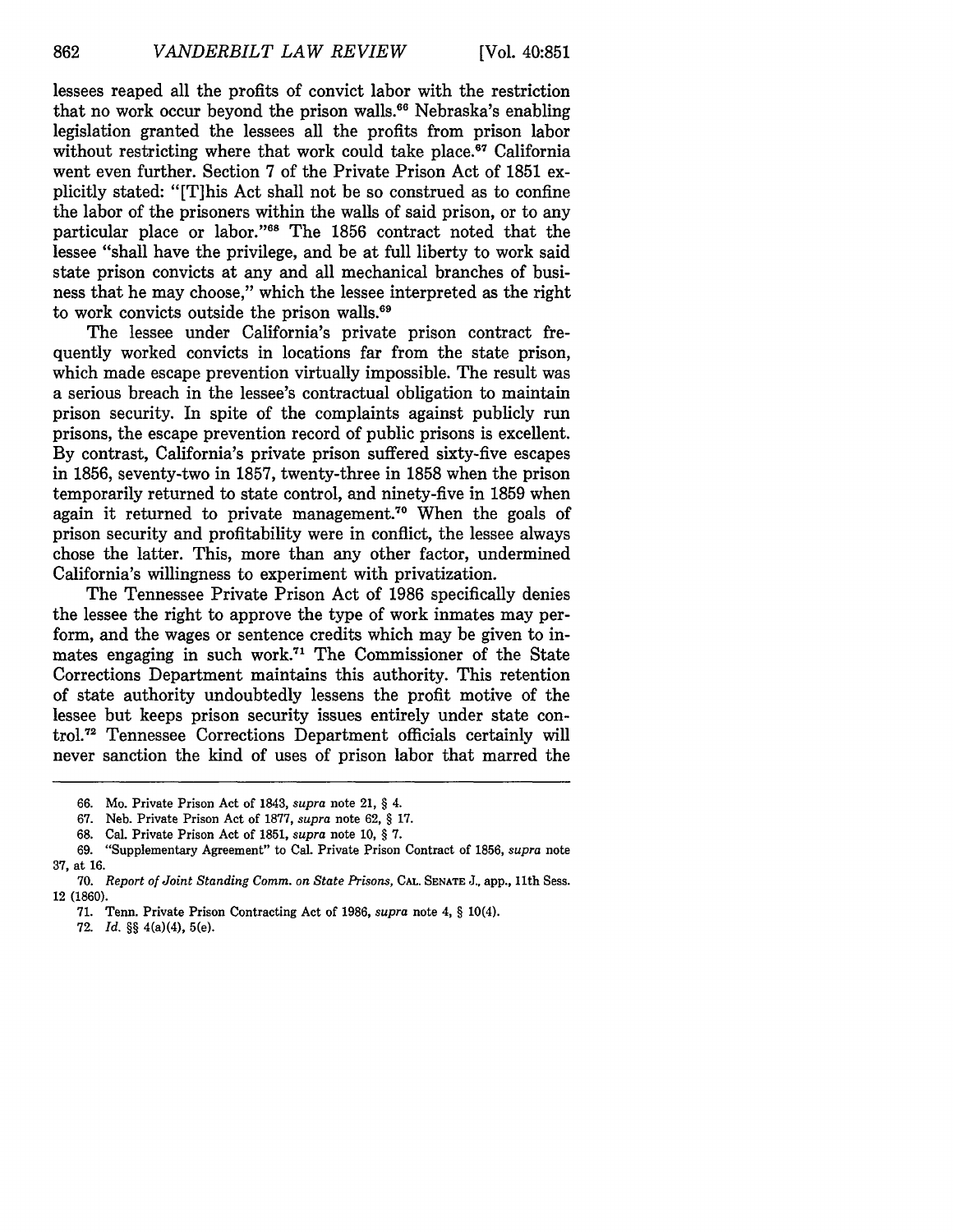lessees reaped all the profits of convict labor with the restriction that no work occur beyond the prison walls.[66] Nebraska's enabling legislation granted the lessees all the profits from prison labor without restricting where that work could take place.[67] California went even further. Section 7 of the Private Prison Act of 1851 explicitly stated: "[T]his Act shall not be so construed as to confine the labor of the prisoners within the walls of said prison, or to any particular place or labor."[68] The 1856 contract noted that the lessee "shall have the privilege, and be at full liberty to work said state prison convicts at any and all mechanical branches of business that he may choose," which the lessee interpreted as the right to work convicts outside the prison walls.[69]

The lessee under California's private prison contract frequently worked convicts in locations far from the state prison, which made escape prevention virtually impossible. The result was a serious breach in the lessee's contractual obligation to maintain prison security. In spite of the complaints against publicly run prisons, the escape prevention record of public prisons is excellent. By contrast, California's private prison suffered sixty-five escapes in 1856, seventy-two in 1857, twenty-three in 1858 when the prison temporarily returned to state control, and ninety-five in 1859 when again it returned to private management.[70] When the goals of prison security and profitability were in conflict, the lessee always chose the latter. This, more than any other factor, undermined California's willingness to experiment with privatization.

The Tennessee Private Prison Act of 1986 specifically denies the lessee the right to approve the type of work inmates may perform, and the wages or sentence credits which may be given to inmates engaging in such work.[71] The Commissioner of the State Corrections Department maintains this authority. This retention of state authority undoubtedly lessens the profit motive of the lessee but keeps prison security issues entirely under state control.[72] Tennessee Corrections Department officials certainly will never sanction the kind of uses of prison labor that marred the

---

66. Mo. Private Prison Act of 1843, *supra* note 21, § 4.

67. Neb. Private Prison Act of 1877, *supra* note 62, § 17.

68. Cal. Private Prison Act of 1851, *supra* note 10, § 7.

69. "Supplementary Agreement" to Cal. Private Prison Contract of 1856, *supra* note 37, at 16.

70. *Report of Joint Standing Comm. on State Prisons*, CAL. SENATE J., app., 11th Sess. 12 (1860).

71. Tenn. Private Prison Contracting Act of 1986, *supra* note 4, § 10(4).

72. *Id.* §§ 4(a)(4), 5(e).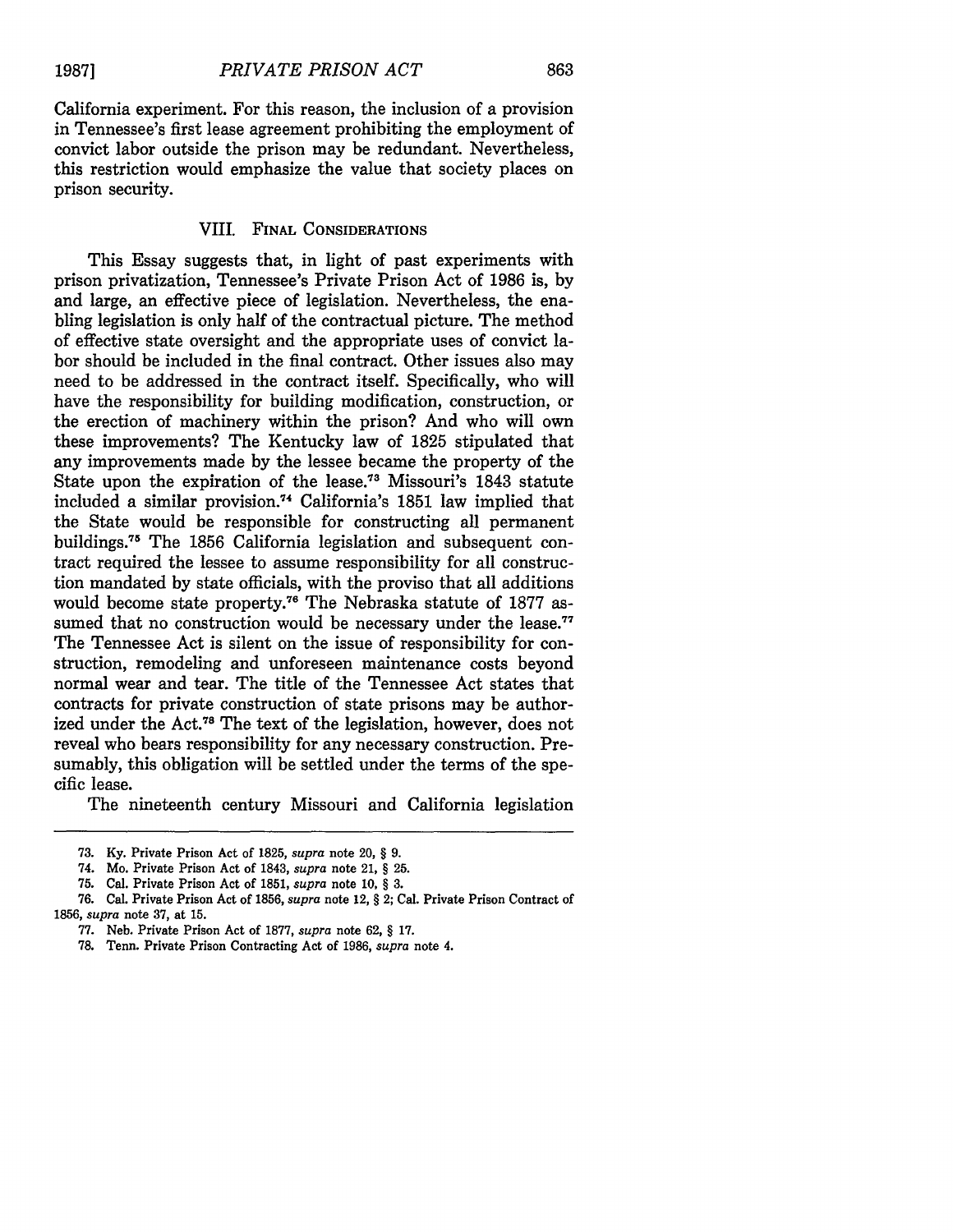California experiment. For this reason, the inclusion of a provision in Tennessee's first lease agreement prohibiting the employment of convict labor outside the prison may be redundant. Nevertheless, this restriction would emphasize the value that society places on prison security.

## VIII. Final Considerations

This Essay suggests that, in light of past experiments with prison privatization, Tennessee's Private Prison Act of 1986 is, by and large, an effective piece of legislation. Nevertheless, the enabling legislation is only half of the contractual picture. The method of effective state oversight and the appropriate uses of convict labor should be included in the final contract. Other issues also may need to be addressed in the contract itself. Specifically, who will have the responsibility for building modification, construction, or the erection of machinery within the prison? And who will own these improvements? The Kentucky law of 1825 stipulated that any improvements made by the lessee became the property of the State upon the expiration of the lease.[73] Missouri's 1843 statute included a similar provision.[74] California's 1851 law implied that the State would be responsible for constructing all permanent buildings.[75] The 1856 California legislation and subsequent contract required the lessee to assume responsibility for all construction mandated by state officials, with the proviso that all additions would become state property.[76] The Nebraska statute of 1877 assumed that no construction would be necessary under the lease.[77] The Tennessee Act is silent on the issue of responsibility for construction, remodeling and unforeseen maintenance costs beyond normal wear and tear. The title of the Tennessee Act states that contracts for private construction of state prisons may be authorized under the Act.[78] The text of the legislation, however, does not reveal who bears responsibility for any necessary construction. Presumably, this obligation will be settled under the terms of the specific lease.

The nineteenth century Missouri and California legislation

---

73. Ky. Private Prison Act of 1825, *supra* note 20, § 9.

74. Mo. Private Prison Act of 1843, *supra* note 21, § 25.

75. Cal. Private Prison Act of 1851, *supra* note 10, § 3.

76. Cal. Private Prison Act of 1856, *supra* note 12, § 2; Cal. Private Prison Contract of 1856, *supra* note 37, at 15.

77. Neb. Private Prison Act of 1877, *supra* note 62, § 17.

78. Tenn. Private Prison Contracting Act of 1986, *supra* note 4.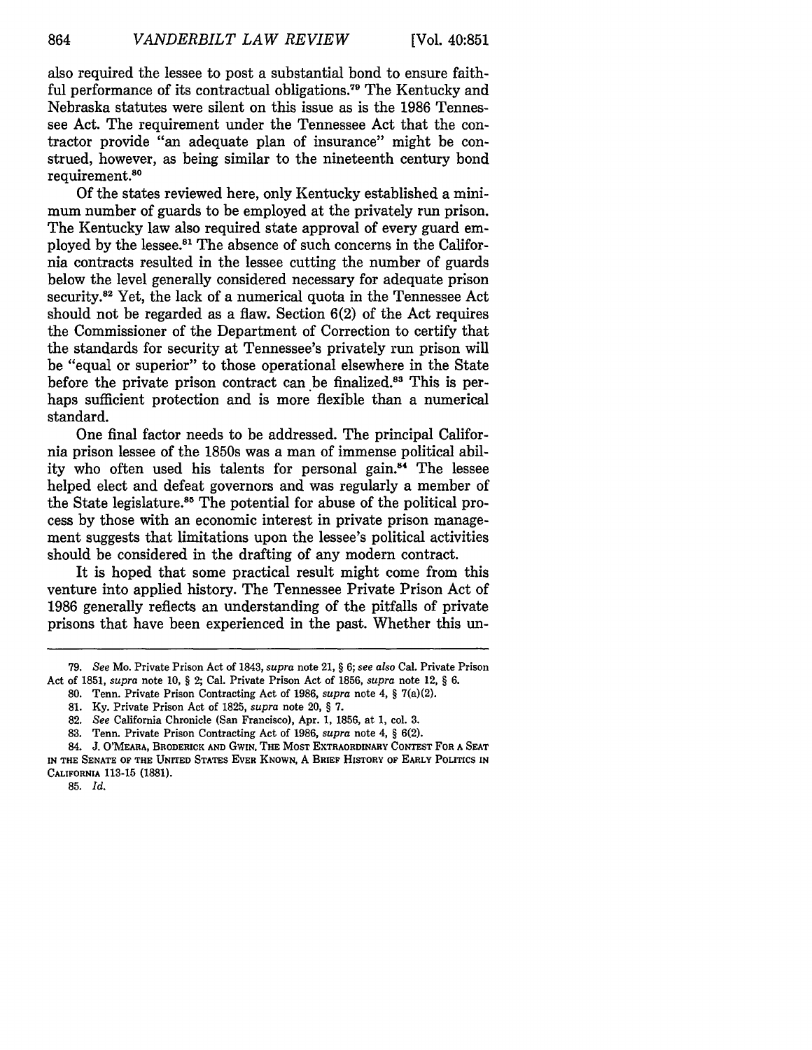also required the lessee to post a substantial bond to ensure faithful performance of its contractual obligations.[79] The Kentucky and Nebraska statutes were silent on this issue as is the 1986 Tennessee Act. The requirement under the Tennessee Act that the contractor provide "an adequate plan of insurance" might be construed, however, as being similar to the nineteenth century bond requirement.[80]

Of the states reviewed here, only Kentucky established a minimum number of guards to be employed at the privately run prison. The Kentucky law also required state approval of every guard employed by the lessee.[81] The absence of such concerns in the California contracts resulted in the lessee cutting the number of guards below the level generally considered necessary for adequate prison security.[82] Yet, the lack of a numerical quota in the Tennessee Act should not be regarded as a flaw. Section 6(2) of the Act requires the Commissioner of the Department of Correction to certify that the standards for security at Tennessee's privately run prison will be "equal or superior" to those operational elsewhere in the State before the private prison contract can be finalized.[83] This is perhaps sufficient protection and is more flexible than a numerical standard.

One final factor needs to be addressed. The principal California prison lessee of the 1850s was a man of immense political ability who often used his talents for personal gain.[84] The lessee helped elect and defeat governors and was regularly a member of the State legislature.[85] The potential for abuse of the political process by those with an economic interest in private prison management suggests that limitations upon the lessee's political activities should be considered in the drafting of any modern contract.

It is hoped that some practical result might come from this venture into applied history. The Tennessee Private Prison Act of 1986 generally reflects an understanding of the pitfalls of private prisons that have been experienced in the past. Whether this un-

---

79. *See* Mo. Private Prison Act of 1843, *supra* note 21, § 6; *see also* Cal. Private Prison Act of 1851, *supra* note 10, § 2; Cal. Private Prison Act of 1856, *supra* note 12, § 6.

80. Tenn. Private Prison Contracting Act of 1986, *supra* note 4, § 7(a)(2).

81. Ky. Private Prison Act of 1825, *supra* note 20, § 7.

82. *See* California Chronicle (San Francisco), Apr. 1, 1856, at 1, col. 3.

83. Tenn. Private Prison Contracting Act of 1986, *supra* note 4, § 6(2).

84. J. O'Meara, Broderick and Gwin, The Most Extraordinary Contest For a Seat in the Senate of the United States Ever Known, A Brief History of Early Politics in California 113-15 (1881).

85. *Id.*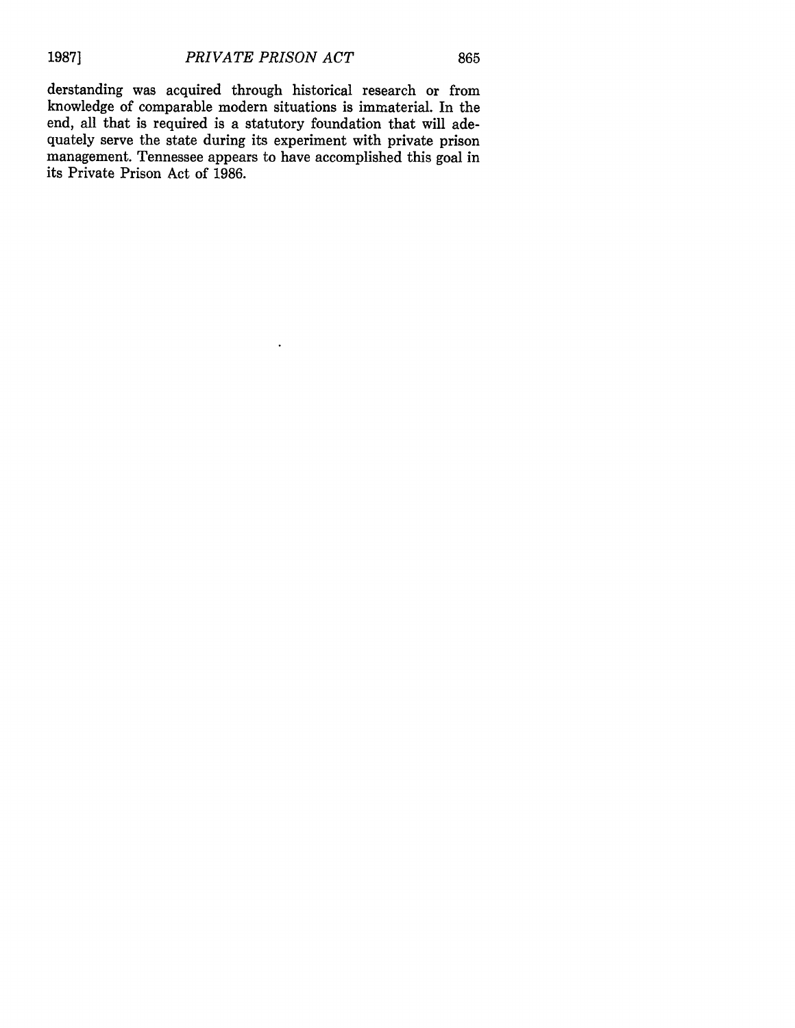derstanding was acquired through historical research or from knowledge of comparable modern situations is immaterial. In the end, all that is required is a statutory foundation that will adequately serve the state during its experiment with private prison management. Tennessee appears to have accomplished this goal in its Private Prison Act of 1986.